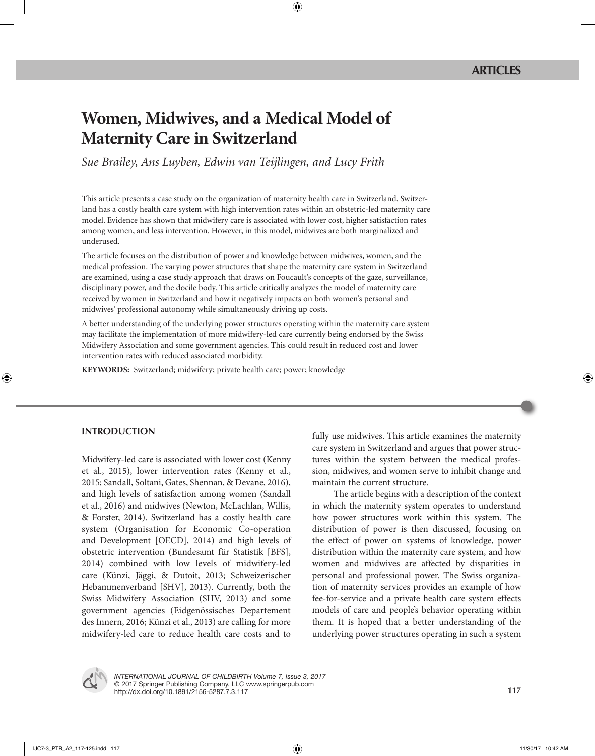ARTICLES

# Women, Midwives, and a Medical Model of Maternity Care in Switzerland

*Sue Brailey, Ans Luyben, Edwin van Teijlingen, and Lucy Frith*

This article presents a case study on the organization of maternity health care in Switzerland. Switzerland has a costly health care system with high intervention rates within an obstetric-led maternity care model. Evidence has shown that midwifery care is associated with lower cost, higher satisfaction rates among women, and less intervention. However, in this model, midwives are both marginalized and underused.

The article focuses on the distribution of power and knowledge between midwives, women, and the medical profession. The varying power structures that shape the maternity care system in Switzerland are examined, using a case study approach that draws on Foucault's concepts of the gaze, surveillance, disciplinary power, and the docile body. This article critically analyzes the model of maternity care received by women in Switzerland and how it negatively impacts on both women's personal and midwives' professional autonomy while simultaneously driving up costs.

A better understanding of the underlying power structures operating within the maternity care system may facilitate the implementation of more midwifery-led care currently being endorsed by the Swiss Midwifery Association and some government agencies. This could result in reduced cost and lower intervention rates with reduced associated morbidity.

**KEYWORDS:** Switzerland; midwifery; private health care; power; knowledge

## INTRODUCTION

Midwifery-led care is associated with lower cost (Kenny et al., 2015), lower intervention rates (Kenny et al., 2015; Sandall, Soltani, Gates, Shennan, & Devane, 2016), and high levels of satisfaction among women (Sandall et al., 2016) and midwives (Newton, McLachlan, Willis, & Forster, 2014). Switzerland has a costly health care system (Organisation for Economic Co-operation and Development [OECD], 2014) and high levels of obstetric intervention (Bundesamt für Statistik [BFS], 2014) combined with low levels of midwifery-led care (Künzi, Jäggi, & Dutoit, 2013; Schweizerischer Hebammenverband [SHV], 2013). Currently, both the Swiss Midwifery Association (SHV, 2013) and some government agencies (Eidgenössisches Departement des Innern, 2016; Künzi et al., 2013) are calling for more midwifery-led care to reduce health care costs and to fully use midwives. This article examines the maternity care system in Switzerland and argues that power structures within the system between the medical profession, midwives, and women serve to inhibit change and maintain the current structure.

The article begins with a description of the context in which the maternity system operates to understand how power structures work within this system. The distribution of power is then discussed, focusing on the effect of power on systems of knowledge, power distribution within the maternity care system, and how women and midwives are affected by disparities in personal and professional power. The Swiss organization of maternity services provides an example of how fee-for-service and a private health care system effects models of care and people's behavior operating within them. It is hoped that a better understanding of the underlying power structures operating in such a system

*INTERNATIONAL JOURNAL OF CHILDBIRTH Volume 7, Issue 3, 2017*
*© 2017 Springer Publishing Company, LLC www.springerpub.com*
*http://dx.doi.org/10.1891/2156-5287.7.3.117*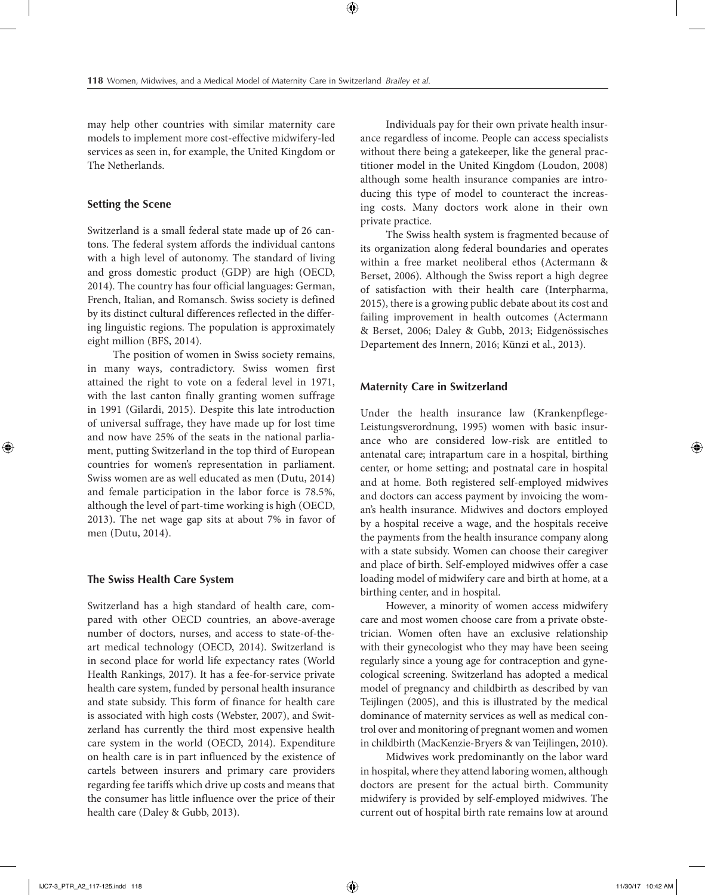may help other countries with similar maternity care models to implement more cost-effective midwifery-led services as seen in, for example, the United Kingdom or The Netherlands.

## Setting the Scene

Switzerland is a small federal state made up of 26 cantons. The federal system affords the individual cantons with a high level of autonomy. The standard of living and gross domestic product (GDP) are high (OECD, 2014). The country has four official languages: German, French, Italian, and Romansch. Swiss society is defined by its distinct cultural differences reflected in the differing linguistic regions. The population is approximately eight million (BFS, 2014).

The position of women in Swiss society remains, in many ways, contradictory. Swiss women first attained the right to vote on a federal level in 1971, with the last canton finally granting women suffrage in 1991 (Gilardi, 2015). Despite this late introduction of universal suffrage, they have made up for lost time and now have 25% of the seats in the national parliament, putting Switzerland in the top third of European countries for women's representation in parliament. Swiss women are as well educated as men (Dutu, 2014) and female participation in the labor force is 78.5%, although the level of part-time working is high (OECD, 2013). The net wage gap sits at about 7% in favor of men (Dutu, 2014).

## The Swiss Health Care System

Switzerland has a high standard of health care, compared with other OECD countries, an above-average number of doctors, nurses, and access to state-of-the-art medical technology (OECD, 2014). Switzerland is in second place for world life expectancy rates (World Health Rankings, 2017). It has a fee-for-service private health care system, funded by personal health insurance and state subsidy. This form of finance for health care is associated with high costs (Webster, 2007), and Switzerland has currently the third most expensive health care system in the world (OECD, 2014). Expenditure on health care is in part influenced by the existence of cartels between insurers and primary care providers regarding fee tariffs which drive up costs and means that the consumer has little influence over the price of their health care (Daley & Gubb, 2013).

Individuals pay for their own private health insurance regardless of income. People can access specialists without there being a gatekeeper, like the general practitioner model in the United Kingdom (Loudon, 2008) although some health insurance companies are introducing this type of model to counteract the increasing costs. Many doctors work alone in their own private practice.

The Swiss health system is fragmented because of its organization along federal boundaries and operates within a free market neoliberal ethos (Actermann & Berset, 2006). Although the Swiss report a high degree of satisfaction with their health care (Interpharma, 2015), there is a growing public debate about its cost and failing improvement in health outcomes (Actermann & Berset, 2006; Daley & Gubb, 2013; Eidgenössisches Departement des Innern, 2016; Künzi et al., 2013).

## Maternity Care in Switzerland

Under the health insurance law (Krankenpflege-Leistungsverordnung, 1995) women with basic insurance who are considered low-risk are entitled to antenatal care; intrapartum care in a hospital, birthing center, or home setting; and postnatal care in hospital and at home. Both registered self-employed midwives and doctors can access payment by invoicing the woman's health insurance. Midwives and doctors employed by a hospital receive a wage, and the hospitals receive the payments from the health insurance company along with a state subsidy. Women can choose their caregiver and place of birth. Self-employed midwives offer a case loading model of midwifery care and birth at home, at a birthing center, and in hospital.

However, a minority of women access midwifery care and most women choose care from a private obstetrician. Women often have an exclusive relationship with their gynecologist who they may have been seeing regularly since a young age for contraception and gynecological screening. Switzerland has adopted a medical model of pregnancy and childbirth as described by van Teijlingen (2005), and this is illustrated by the medical dominance of maternity services as well as medical control over and monitoring of pregnant women and women in childbirth (MacKenzie-Bryers & van Teijlingen, 2010).

Midwives work predominantly on the labor ward in hospital, where they attend laboring women, although doctors are present for the actual birth. Community midwifery is provided by self-employed midwives. The current out of hospital birth rate remains low at around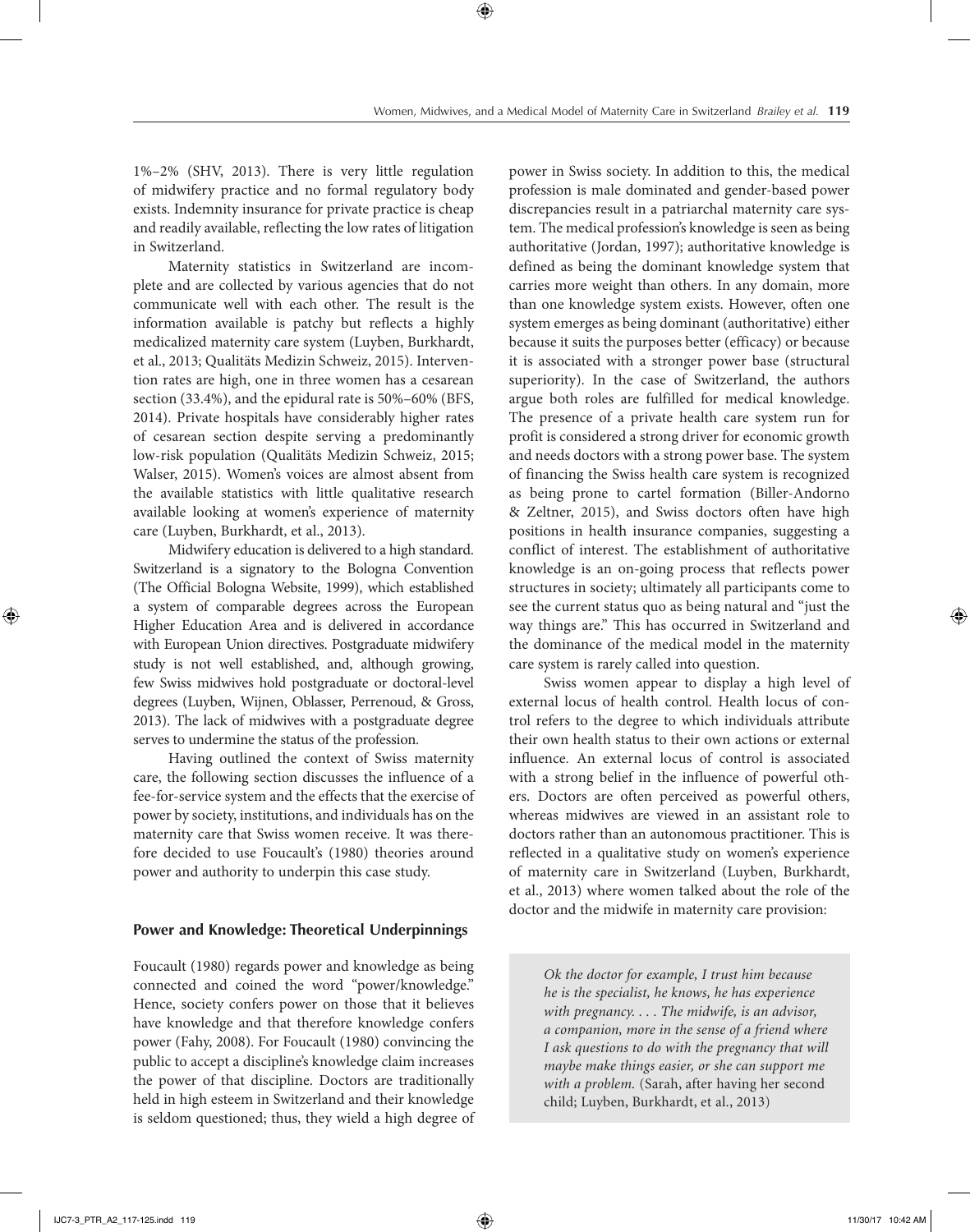1%–2% (SHV, 2013). There is very little regulation of midwifery practice and no formal regulatory body exists. Indemnity insurance for private practice is cheap and readily available, reflecting the low rates of litigation in Switzerland.

Maternity statistics in Switzerland are incomplete and are collected by various agencies that do not communicate well with each other. The result is the information available is patchy but reflects a highly medicalized maternity care system (Luyben, Burkhardt, et al., 2013; Qualitäts Medizin Schweiz, 2015). Intervention rates are high, one in three women has a cesarean section (33.4%), and the epidural rate is 50%–60% (BFS, 2014). Private hospitals have considerably higher rates of cesarean section despite serving a predominantly low-risk population (Qualitäts Medizin Schweiz, 2015; Walser, 2015). Women's voices are almost absent from the available statistics with little qualitative research available looking at women's experience of maternity care (Luyben, Burkhardt, et al., 2013).

Midwifery education is delivered to a high standard. Switzerland is a signatory to the Bologna Convention (The Official Bologna Website, 1999), which established a system of comparable degrees across the European Higher Education Area and is delivered in accordance with European Union directives. Postgraduate midwifery study is not well established, and, although growing, few Swiss midwives hold postgraduate or doctoral-level degrees (Luyben, Wijnen, Oblasser, Perrenoud, & Gross, 2013). The lack of midwives with a postgraduate degree serves to undermine the status of the profession.

Having outlined the context of Swiss maternity care, the following section discusses the influence of a fee-for-service system and the effects that the exercise of power by society, institutions, and individuals has on the maternity care that Swiss women receive. It was therefore decided to use Foucault's (1980) theories around power and authority to underpin this case study.

## Power and Knowledge: Theoretical Underpinnings

Foucault (1980) regards power and knowledge as being connected and coined the word "power/knowledge." Hence, society confers power on those that it believes have knowledge and that therefore knowledge confers power (Fahy, 2008). For Foucault (1980) convincing the public to accept a discipline's knowledge claim increases the power of that discipline. Doctors are traditionally held in high esteem in Switzerland and their knowledge is seldom questioned; thus, they wield a high degree of power in Swiss society. In addition to this, the medical profession is male dominated and gender-based power discrepancies result in a patriarchal maternity care system. The medical profession's knowledge is seen as being authoritative (Jordan, 1997); authoritative knowledge is defined as being the dominant knowledge system that carries more weight than others. In any domain, more than one knowledge system exists. However, often one system emerges as being dominant (authoritative) either because it suits the purposes better (efficacy) or because it is associated with a stronger power base (structural superiority). In the case of Switzerland, the authors argue both roles are fulfilled for medical knowledge. The presence of a private health care system run for profit is considered a strong driver for economic growth and needs doctors with a strong power base. The system of financing the Swiss health care system is recognized as being prone to cartel formation (Biller-Andorno & Zeltner, 2015), and Swiss doctors often have high positions in health insurance companies, suggesting a conflict of interest. The establishment of authoritative knowledge is an on-going process that reflects power structures in society; ultimately all participants come to see the current status quo as being natural and "just the way things are." This has occurred in Switzerland and the dominance of the medical model in the maternity care system is rarely called into question.

Swiss women appear to display a high level of external locus of health control. Health locus of control refers to the degree to which individuals attribute their own health status to their own actions or external influence. An external locus of control is associated with a strong belief in the influence of powerful others. Doctors are often perceived as powerful others, whereas midwives are viewed in an assistant role to doctors rather than an autonomous practitioner. This is reflected in a qualitative study on women's experience of maternity care in Switzerland (Luyben, Burkhardt, et al., 2013) where women talked about the role of the doctor and the midwife in maternity care provision:

> *Ok the doctor for example, I trust him because he is the specialist, he knows, he has experience with pregnancy. . . . The midwife, is an advisor, a companion, more in the sense of a friend where I ask questions to do with the pregnancy that will maybe make things easier, or she can support me with a problem.* (Sarah, after having her second child; Luyben, Burkhardt, et al., 2013)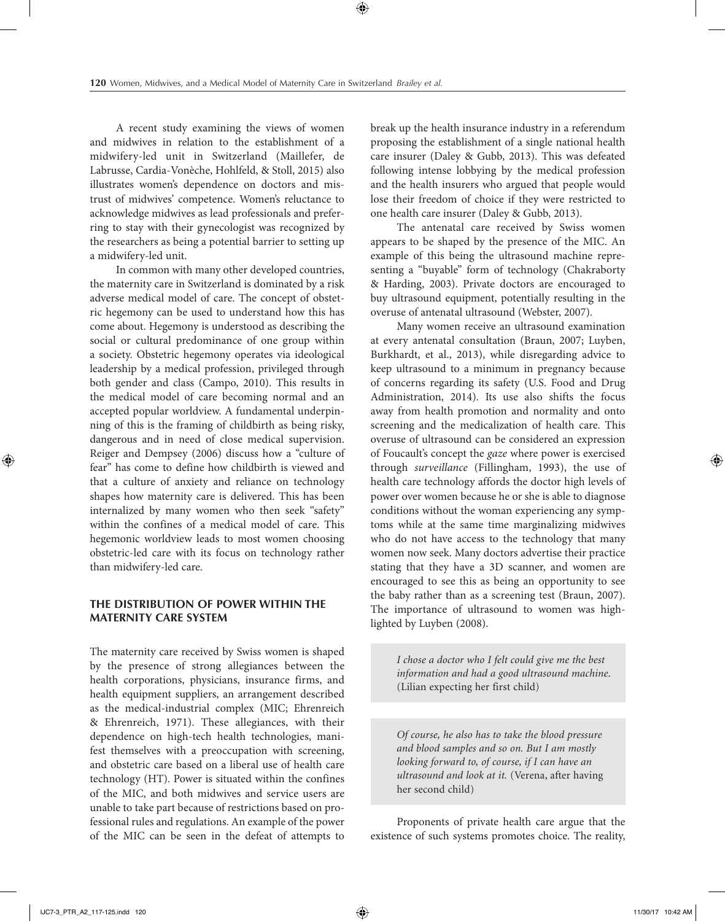A recent study examining the views of women and midwives in relation to the establishment of a midwifery-led unit in Switzerland (Maillefer, de Labrusse, Cardia-Vonèche, Hohlfeld, & Stoll, 2015) also illustrates women's dependence on doctors and mistrust of midwives' competence. Women's reluctance to acknowledge midwives as lead professionals and preferring to stay with their gynecologist was recognized by the researchers as being a potential barrier to setting up a midwifery-led unit.

In common with many other developed countries, the maternity care in Switzerland is dominated by a risk adverse medical model of care. The concept of obstetric hegemony can be used to understand how this has come about. Hegemony is understood as describing the social or cultural predominance of one group within a society. Obstetric hegemony operates via ideological leadership by a medical profession, privileged through both gender and class (Campo, 2010). This results in the medical model of care becoming normal and an accepted popular worldview. A fundamental underpinning of this is the framing of childbirth as being risky, dangerous and in need of close medical supervision. Reiger and Dempsey (2006) discuss how a "culture of fear" has come to define how childbirth is viewed and that a culture of anxiety and reliance on technology shapes how maternity care is delivered. This has been internalized by many women who then seek "safety" within the confines of a medical model of care. This hegemonic worldview leads to most women choosing obstetric-led care with its focus on technology rather than midwifery-led care.

## THE DISTRIBUTION OF POWER WITHIN THE MATERNITY CARE SYSTEM

The maternity care received by Swiss women is shaped by the presence of strong allegiances between the health corporations, physicians, insurance firms, and health equipment suppliers, an arrangement described as the medical-industrial complex (MIC; Ehrenreich & Ehrenreich, 1971). These allegiances, with their dependence on high-tech health technologies, manifest themselves with a preoccupation with screening, and obstetric care based on a liberal use of health care technology (HT). Power is situated within the confines of the MIC, and both midwives and service users are unable to take part because of restrictions based on professional rules and regulations. An example of the power of the MIC can be seen in the defeat of attempts to break up the health insurance industry in a referendum proposing the establishment of a single national health care insurer (Daley & Gubb, 2013). This was defeated following intense lobbying by the medical profession and the health insurers who argued that people would lose their freedom of choice if they were restricted to one health care insurer (Daley & Gubb, 2013).

The antenatal care received by Swiss women appears to be shaped by the presence of the MIC. An example of this being the ultrasound machine representing a "buyable" form of technology (Chakraborty & Harding, 2003). Private doctors are encouraged to buy ultrasound equipment, potentially resulting in the overuse of antenatal ultrasound (Webster, 2007).

Many women receive an ultrasound examination at every antenatal consultation (Braun, 2007; Luyben, Burkhardt, et al., 2013), while disregarding advice to keep ultrasound to a minimum in pregnancy because of concerns regarding its safety (U.S. Food and Drug Administration, 2014). Its use also shifts the focus away from health promotion and normality and onto screening and the medicalization of health care. This overuse of ultrasound can be considered an expression of Foucault's concept the *gaze* where power is exercised through *surveillance* (Fillingham, 1993), the use of health care technology affords the doctor high levels of power over women because he or she is able to diagnose conditions without the woman experiencing any symptoms while at the same time marginalizing midwives who do not have access to the technology that many women now seek. Many doctors advertise their practice stating that they have a 3D scanner, and women are encouraged to see this as being an opportunity to see the baby rather than as a screening test (Braun, 2007). The importance of ultrasound to women was highlighted by Luyben (2008).

> *I chose a doctor who I felt could give me the best information and had a good ultrasound machine.* (Lilian expecting her first child)

> *Of course, he also has to take the blood pressure and blood samples and so on. But I am mostly looking forward to, of course, if I can have an ultrasound and look at it.* (Verena, after having her second child)

Proponents of private health care argue that the existence of such systems promotes choice. The reality,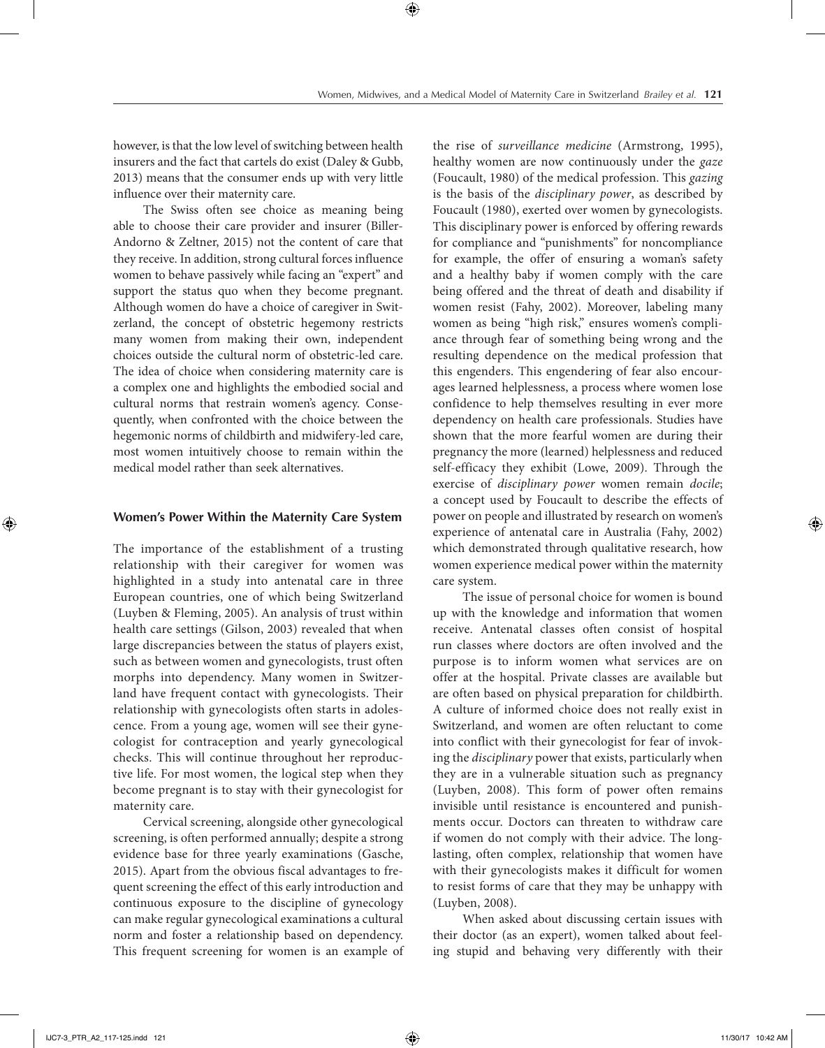however, is that the low level of switching between health insurers and the fact that cartels do exist (Daley & Gubb, 2013) means that the consumer ends up with very little influence over their maternity care.

The Swiss often see choice as meaning being able to choose their care provider and insurer (Biller-Andorno & Zeltner, 2015) not the content of care that they receive. In addition, strong cultural forces influence women to behave passively while facing an "expert" and support the status quo when they become pregnant. Although women do have a choice of caregiver in Switzerland, the concept of obstetric hegemony restricts many women from making their own, independent choices outside the cultural norm of obstetric-led care. The idea of choice when considering maternity care is a complex one and highlights the embodied social and cultural norms that restrain women's agency. Consequently, when confronted with the choice between the hegemonic norms of childbirth and midwifery-led care, most women intuitively choose to remain within the medical model rather than seek alternatives.

## Women's Power Within the Maternity Care System

The importance of the establishment of a trusting relationship with their caregiver for women was highlighted in a study into antenatal care in three European countries, one of which being Switzerland (Luyben & Fleming, 2005). An analysis of trust within health care settings (Gilson, 2003) revealed that when large discrepancies between the status of players exist, such as between women and gynecologists, trust often morphs into dependency. Many women in Switzerland have frequent contact with gynecologists. Their relationship with gynecologists often starts in adolescence. From a young age, women will see their gynecologist for contraception and yearly gynecological checks. This will continue throughout her reproductive life. For most women, the logical step when they become pregnant is to stay with their gynecologist for maternity care.

Cervical screening, alongside other gynecological screening, is often performed annually; despite a strong evidence base for three yearly examinations (Gasche, 2015). Apart from the obvious fiscal advantages to frequent screening the effect of this early introduction and continuous exposure to the discipline of gynecology can make regular gynecological examinations a cultural norm and foster a relationship based on dependency. This frequent screening for women is an example of the rise of *surveillance medicine* (Armstrong, 1995), healthy women are now continuously under the *gaze* (Foucault, 1980) of the medical profession. This *gazing* is the basis of the *disciplinary power*, as described by Foucault (1980), exerted over women by gynecologists. This disciplinary power is enforced by offering rewards for compliance and "punishments" for noncompliance for example, the offer of ensuring a woman's safety and a healthy baby if women comply with the care being offered and the threat of death and disability if women resist (Fahy, 2002). Moreover, labeling many women as being "high risk," ensures women's compliance through fear of something being wrong and the resulting dependence on the medical profession that this engenders. This engendering of fear also encourages learned helplessness, a process where women lose confidence to help themselves resulting in ever more dependency on health care professionals. Studies have shown that the more fearful women are during their pregnancy the more (learned) helplessness and reduced self-efficacy they exhibit (Lowe, 2009). Through the exercise of *disciplinary power* women remain *docile*; a concept used by Foucault to describe the effects of power on people and illustrated by research on women's experience of antenatal care in Australia (Fahy, 2002) which demonstrated through qualitative research, how women experience medical power within the maternity care system.

The issue of personal choice for women is bound up with the knowledge and information that women receive. Antenatal classes often consist of hospital run classes where doctors are often involved and the purpose is to inform women what services are on offer at the hospital. Private classes are available but are often based on physical preparation for childbirth. A culture of informed choice does not really exist in Switzerland, and women are often reluctant to come into conflict with their gynecologist for fear of invoking the *disciplinary* power that exists, particularly when they are in a vulnerable situation such as pregnancy (Luyben, 2008). This form of power often remains invisible until resistance is encountered and punishments occur. Doctors can threaten to withdraw care if women do not comply with their advice. The long-lasting, often complex, relationship that women have with their gynecologists makes it difficult for women to resist forms of care that they may be unhappy with (Luyben, 2008).

When asked about discussing certain issues with their doctor (as an expert), women talked about feeling stupid and behaving very differently with their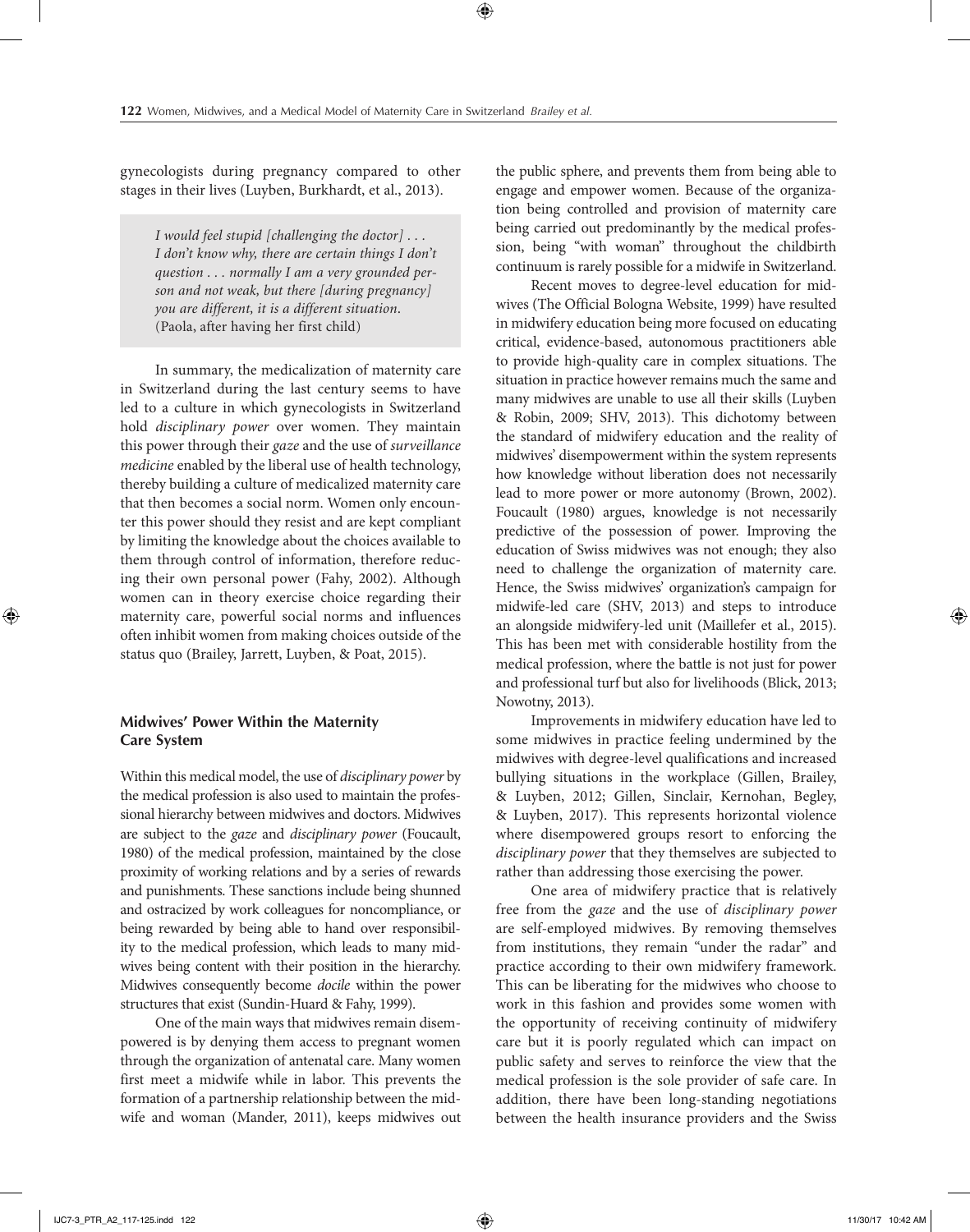gynecologists during pregnancy compared to other stages in their lives (Luyben, Burkhardt, et al., 2013).

> *I would feel stupid [challenging the doctor] . . . I don't know why, there are certain things I don't question . . . normally I am a very grounded person and not weak, but there [during pregnancy] you are different, it is a different situation.* (Paola, after having her first child)

In summary, the medicalization of maternity care in Switzerland during the last century seems to have led to a culture in which gynecologists in Switzerland hold *disciplinary power* over women. They maintain this power through their *gaze* and the use of *surveillance medicine* enabled by the liberal use of health technology, thereby building a culture of medicalized maternity care that then becomes a social norm. Women only encounter this power should they resist and are kept compliant by limiting the knowledge about the choices available to them through control of information, therefore reducing their own personal power (Fahy, 2002). Although women can in theory exercise choice regarding their maternity care, powerful social norms and influences often inhibit women from making choices outside of the status quo (Brailey, Jarrett, Luyben, & Poat, 2015).

### Midwives' Power Within the Maternity Care System

Within this medical model, the use of *disciplinary power* by the medical profession is also used to maintain the professional hierarchy between midwives and doctors. Midwives are subject to the *gaze* and *disciplinary power* (Foucault, 1980) of the medical profession, maintained by the close proximity of working relations and by a series of rewards and punishments. These sanctions include being shunned and ostracized by work colleagues for noncompliance, or being rewarded by being able to hand over responsibility to the medical profession, which leads to many midwives being content with their position in the hierarchy. Midwives consequently become *docile* within the power structures that exist (Sundin-Huard & Fahy, 1999).

One of the main ways that midwives remain disempowered is by denying them access to pregnant women through the organization of antenatal care. Many women first meet a midwife while in labor. This prevents the formation of a partnership relationship between the midwife and woman (Mander, 2011), keeps midwives out the public sphere, and prevents them from being able to engage and empower women. Because of the organization being controlled and provision of maternity care being carried out predominantly by the medical profession, being "with woman" throughout the childbirth continuum is rarely possible for a midwife in Switzerland.

Recent moves to degree-level education for midwives (The Official Bologna Website, 1999) have resulted in midwifery education being more focused on educating critical, evidence-based, autonomous practitioners able to provide high-quality care in complex situations. The situation in practice however remains much the same and many midwives are unable to use all their skills (Luyben & Robin, 2009; SHV, 2013). This dichotomy between the standard of midwifery education and the reality of midwives' disempowerment within the system represents how knowledge without liberation does not necessarily lead to more power or more autonomy (Brown, 2002). Foucault (1980) argues, knowledge is not necessarily predictive of the possession of power. Improving the education of Swiss midwives was not enough; they also need to challenge the organization of maternity care. Hence, the Swiss midwives' organization's campaign for midwife-led care (SHV, 2013) and steps to introduce an alongside midwifery-led unit (Maillefer et al., 2015). This has been met with considerable hostility from the medical profession, where the battle is not just for power and professional turf but also for livelihoods (Blick, 2013; Nowotny, 2013).

Improvements in midwifery education have led to some midwives in practice feeling undermined by the midwives with degree-level qualifications and increased bullying situations in the workplace (Gillen, Brailey, & Luyben, 2012; Gillen, Sinclair, Kernohan, Begley, & Luyben, 2017). This represents horizontal violence where disempowered groups resort to enforcing the *disciplinary power* that they themselves are subjected to rather than addressing those exercising the power.

One area of midwifery practice that is relatively free from the *gaze* and the use of *disciplinary power* are self-employed midwives. By removing themselves from institutions, they remain "under the radar" and practice according to their own midwifery framework. This can be liberating for the midwives who choose to work in this fashion and provides some women with the opportunity of receiving continuity of midwifery care but it is poorly regulated which can impact on public safety and serves to reinforce the view that the medical profession is the sole provider of safe care. In addition, there have been long-standing negotiations between the health insurance providers and the Swiss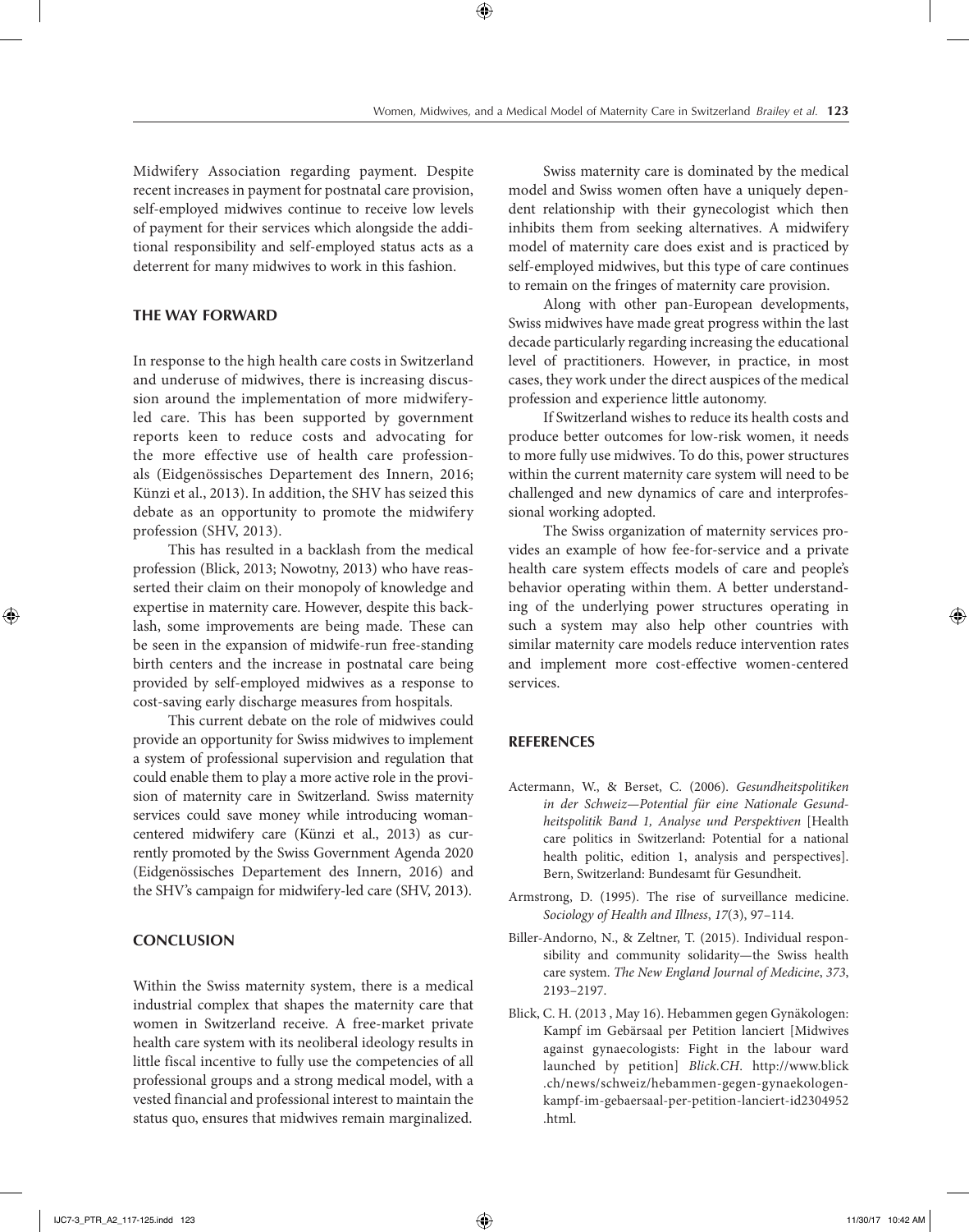Midwifery Association regarding payment. Despite recent increases in payment for postnatal care provision, self-employed midwives continue to receive low levels of payment for their services which alongside the additional responsibility and self-employed status acts as a deterrent for many midwives to work in this fashion.

## THE WAY FORWARD

In response to the high health care costs in Switzerland and underuse of midwives, there is increasing discussion around the implementation of more midwifery-led care. This has been supported by government reports keen to reduce costs and advocating for the more effective use of health care professionals (Eidgenössisches Departement des Innern, 2016; Künzi et al., 2013). In addition, the SHV has seized this debate as an opportunity to promote the midwifery profession (SHV, 2013).

This has resulted in a backlash from the medical profession (Blick, 2013; Nowotny, 2013) who have reasserted their claim on their monopoly of knowledge and expertise in maternity care. However, despite this backlash, some improvements are being made. These can be seen in the expansion of midwife-run free-standing birth centers and the increase in postnatal care being provided by self-employed midwives as a response to cost-saving early discharge measures from hospitals.

This current debate on the role of midwives could provide an opportunity for Swiss midwives to implement a system of professional supervision and regulation that could enable them to play a more active role in the provision of maternity care in Switzerland. Swiss maternity services could save money while introducing woman-centered midwifery care (Künzi et al., 2013) as currently promoted by the Swiss Government Agenda 2020 (Eidgenössisches Departement des Innern, 2016) and the SHV's campaign for midwifery-led care (SHV, 2013).

## CONCLUSION

Within the Swiss maternity system, there is a medical industrial complex that shapes the maternity care that women in Switzerland receive. A free-market private health care system with its neoliberal ideology results in little fiscal incentive to fully use the competencies of all professional groups and a strong medical model, with a vested financial and professional interest to maintain the status quo, ensures that midwives remain marginalized.

Swiss maternity care is dominated by the medical model and Swiss women often have a uniquely dependent relationship with their gynecologist which then inhibits them from seeking alternatives. A midwifery model of maternity care does exist and is practiced by self-employed midwives, but this type of care continues to remain on the fringes of maternity care provision.

Along with other pan-European developments, Swiss midwives have made great progress within the last decade particularly regarding increasing the educational level of practitioners. However, in practice, in most cases, they work under the direct auspices of the medical profession and experience little autonomy.

If Switzerland wishes to reduce its health costs and produce better outcomes for low-risk women, it needs to more fully use midwives. To do this, power structures within the current maternity care system will need to be challenged and new dynamics of care and interprofessional working adopted.

The Swiss organization of maternity services provides an example of how fee-for-service and a private health care system effects models of care and people's behavior operating within them. A better understanding of the underlying power structures operating in such a system may also help other countries with similar maternity care models reduce intervention rates and implement more cost-effective women-centered services.

## REFERENCES

Actermann, W., & Berset, C. (2006). *Gesundheitspolitiken in der Schweiz—Potential für eine Nationale Gesundheitspolitik Band 1, Analyse und Perspektiven* [Health care politics in Switzerland: Potential for a national health politic, edition 1, analysis and perspectives]. Bern, Switzerland: Bundesamt für Gesundheit.

Armstrong, D. (1995). The rise of surveillance medicine. *Sociology of Health and Illness*, *17*(3), 97–114.

Biller-Andorno, N., & Zeltner, T. (2015). Individual responsibility and community solidarity—the Swiss health care system. *The New England Journal of Medicine*, *373*, 2193–2197.

Blick, C. H. (2013 , May 16). Hebammen gegen Gynäkologen: Kampf im Gebärsaal per Petition lanciert [Midwives against gynaecologists: Fight in the labour ward launched by petition] *Blick.CH*. http://www.blick.ch/news/schweiz/hebammen-gegen-gynaekologen-kampf-im-gebaersaal-per-petition-lanciert-id2304952.html.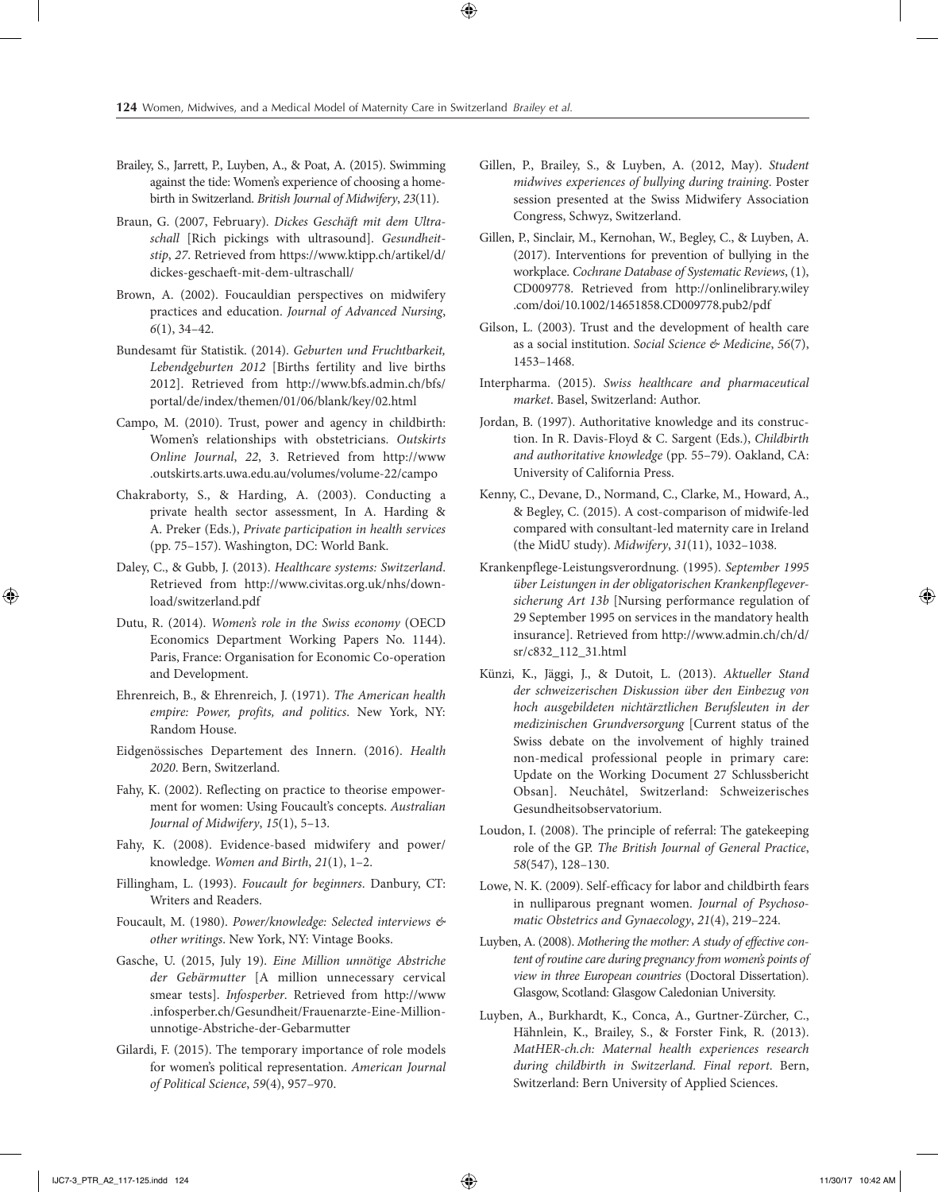Brailey, S., Jarrett, P., Luyben, A., & Poat, A. (2015). Swimming against the tide: Women's experience of choosing a homebirth in Switzerland. *British Journal of Midwifery*, *23*(11).

Braun, G. (2007, February). *Dickes Geschäft mit dem Ultraschall* [Rich pickings with ultrasound]. *Gesundheitstip*, *27*. Retrieved from https://www.ktipp.ch/artikel/d/dickes-geschaeft-mit-dem-ultraschall/

Brown, A. (2002). Foucauldian perspectives on midwifery practices and education. *Journal of Advanced Nursing*, *6*(1), 34–42.

Bundesamt für Statistik. (2014). *Geburten und Fruchtbarkeit, Lebendgeburten 2012* [Births fertility and live births 2012]. Retrieved from http://www.bfs.admin.ch/bfs/portal/de/index/themen/01/06/blank/key/02.html

Campo, M. (2010). Trust, power and agency in childbirth: Women's relationships with obstetricians. *Outskirts Online Journal*, *22*, 3. Retrieved from http://www.outskirts.arts.uwa.edu.au/volumes/volume-22/campo

Chakraborty, S., & Harding, A. (2003). Conducting a private health sector assessment, In A. Harding & A. Preker (Eds.), *Private participation in health services* (pp. 75–157). Washington, DC: World Bank.

Daley, C., & Gubb, J. (2013). *Healthcare systems: Switzerland*. Retrieved from http://www.civitas.org.uk/nhs/download/switzerland.pdf

Dutu, R. (2014). *Women's role in the Swiss economy* (OECD Economics Department Working Papers No. 1144). Paris, France: Organisation for Economic Co-operation and Development.

Ehrenreich, B., & Ehrenreich, J. (1971). *The American health empire: Power, profits, and politics*. New York, NY: Random House.

Eidgenössisches Departement des Innern. (2016). *Health 2020*. Bern, Switzerland.

Fahy, K. (2002). Reflecting on practice to theorise empowerment for women: Using Foucault's concepts. *Australian Journal of Midwifery*, *15*(1), 5–13.

Fahy, K. (2008). Evidence-based midwifery and power/knowledge. *Women and Birth*, *21*(1), 1–2.

Fillingham, L. (1993). *Foucault for beginners*. Danbury, CT: Writers and Readers.

Foucault, M. (1980). *Power/knowledge: Selected interviews & other writings*. New York, NY: Vintage Books.

Gasche, U. (2015, July 19). *Eine Million unnötige Abstriche der Gebärmutter* [A million unnecessary cervical smear tests]. *Infosperber*. Retrieved from http://www.infosperber.ch/Gesundheit/Frauenarzte-Eine-Million-unnotige-Abstriche-der-Gebarmutter

Gilardi, F. (2015). The temporary importance of role models for women's political representation. *American Journal of Political Science*, *59*(4), 957–970.

Gillen, P., Brailey, S., & Luyben, A. (2012, May). *Student midwives experiences of bullying during training*. Poster session presented at the Swiss Midwifery Association Congress, Schwyz, Switzerland.

Gillen, P., Sinclair, M., Kernohan, W., Begley, C., & Luyben, A. (2017). Interventions for prevention of bullying in the workplace. *Cochrane Database of Systematic Reviews*, (1), CD009778. Retrieved from http://onlinelibrary.wiley.com/doi/10.1002/14651858.CD009778.pub2/pdf

Gilson, L. (2003). Trust and the development of health care as a social institution. *Social Science & Medicine*, *56*(7), 1453–1468.

Interpharma. (2015). *Swiss healthcare and pharmaceutical market*. Basel, Switzerland: Author.

Jordan, B. (1997). Authoritative knowledge and its construction. In R. Davis-Floyd & C. Sargent (Eds.), *Childbirth and authoritative knowledge* (pp. 55–79). Oakland, CA: University of California Press.

Kenny, C., Devane, D., Normand, C., Clarke, M., Howard, A., & Begley, C. (2015). A cost-comparison of midwife-led compared with consultant-led maternity care in Ireland (the MidU study). *Midwifery*, *31*(11), 1032–1038.

Krankenpflege-Leistungsverordnung. (1995). *September 1995 über Leistungen in der obligatorischen Krankenpflegeversicherung Art 13b* [Nursing performance regulation of 29 September 1995 on services in the mandatory health insurance]. Retrieved from http://www.admin.ch/ch/d/sr/c832_112_31.html

Künzi, K., Jäggi, J., & Dutoit, L. (2013). *Aktueller Stand der schweizerischen Diskussion über den Einbezug von hoch ausgebildeten nichtärztlichen Berufsleuten in der medizinischen Grundversorgung* [Current status of the Swiss debate on the involvement of highly trained non-medical professional people in primary care: Update on the Working Document 27 Schlussbericht Obsan]. Neuchâtel, Switzerland: Schweizerisches Gesundheitsobservatorium.

Loudon, I. (2008). The principle of referral: The gatekeeping role of the GP. *The British Journal of General Practice*, *58*(547), 128–130.

Lowe, N. K. (2009). Self-efficacy for labor and childbirth fears in nulliparous pregnant women. *Journal of Psychosomatic Obstetrics and Gynaecology*, *21*(4), 219–224.

Luyben, A. (2008). *Mothering the mother: A study of effective content of routine care during pregnancy from women's points of view in three European countries* (Doctoral Dissertation). Glasgow, Scotland: Glasgow Caledonian University.

Luyben, A., Burkhardt, K., Conca, A., Gurtner-Zürcher, C., Hähnlein, K., Brailey, S., & Forster Fink, R. (2013). *MatHER-ch.ch: Maternal health experiences research during childbirth in Switzerland. Final report*. Bern, Switzerland: Bern University of Applied Sciences.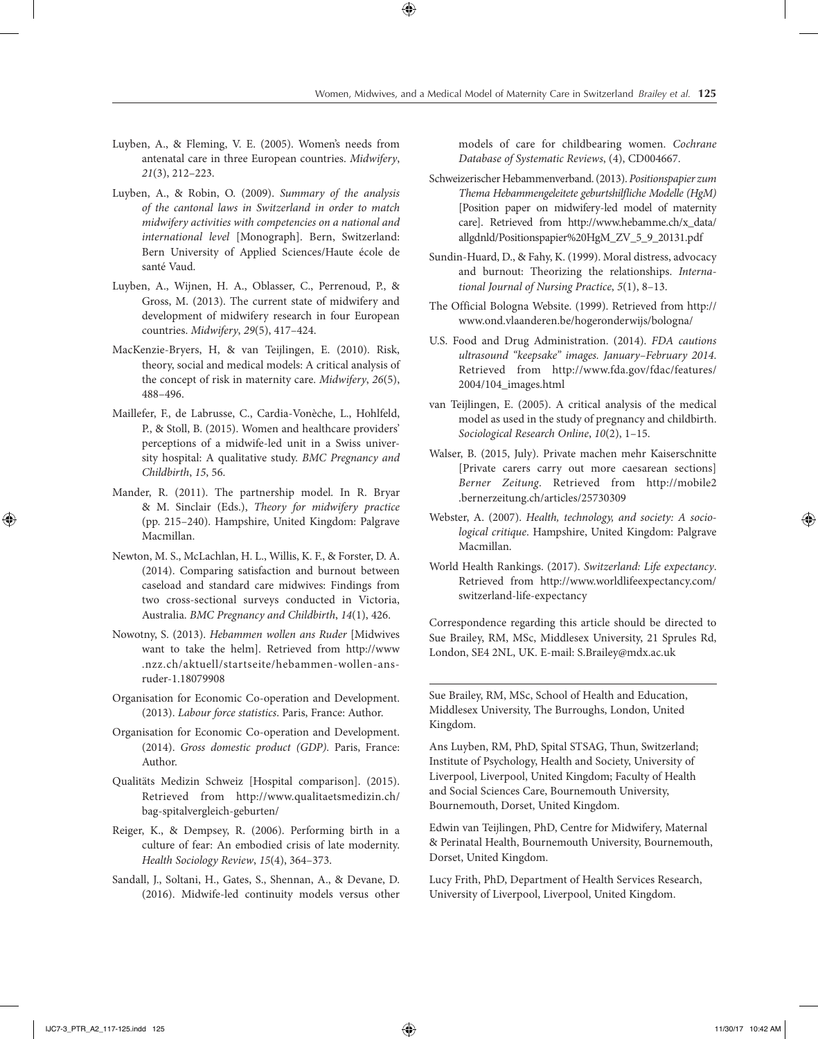Luyben, A., & Fleming, V. E. (2005). Women's needs from antenatal care in three European countries. *Midwifery*, *21*(3), 212–223.

Luyben, A., & Robin, O. (2009). *Summary of the analysis of the cantonal laws in Switzerland in order to match midwifery activities with competencies on a national and international level* [Monograph]. Bern, Switzerland: Bern University of Applied Sciences/Haute école de santé Vaud.

Luyben, A., Wijnen, H. A., Oblasser, C., Perrenoud, P., & Gross, M. (2013). The current state of midwifery and development of midwifery research in four European countries. *Midwifery*, *29*(5), 417–424.

MacKenzie-Bryers, H, & van Teijlingen, E. (2010). Risk, theory, social and medical models: A critical analysis of the concept of risk in maternity care. *Midwifery*, *26*(5), 488–496.

Maillefer, F., de Labrusse, C., Cardia-Vonèche, L., Hohlfeld, P., & Stoll, B. (2015). Women and healthcare providers' perceptions of a midwife-led unit in a Swiss university hospital: A qualitative study. *BMC Pregnancy and Childbirth*, *15*, 56.

Mander, R. (2011). The partnership model. In R. Bryar & M. Sinclair (Eds.), *Theory for midwifery practice* (pp. 215–240). Hampshire, United Kingdom: Palgrave Macmillan.

Newton, M. S., McLachlan, H. L., Willis, K. F., & Forster, D. A. (2014). Comparing satisfaction and burnout between caseload and standard care midwives: Findings from two cross-sectional surveys conducted in Victoria, Australia. *BMC Pregnancy and Childbirth*, *14*(1), 426.

Nowotny, S. (2013). *Hebammen wollen ans Ruder* [Midwives want to take the helm]. Retrieved from http://www.nzz.ch/aktuell/startseite/hebammen-wollen-ans-ruder-1.18079908

Organisation for Economic Co-operation and Development. (2013). *Labour force statistics*. Paris, France: Author.

Organisation for Economic Co-operation and Development. (2014). *Gross domestic product (GDP)*. Paris, France: Author.

Qualitäts Medizin Schweiz [Hospital comparison]. (2015). Retrieved from http://www.qualitaetsmedizin.ch/bag-spitalvergleich-geburten/

Reiger, K., & Dempsey, R. (2006). Performing birth in a culture of fear: An embodied crisis of late modernity. *Health Sociology Review*, *15*(4), 364–373.

Sandall, J., Soltani, H., Gates, S., Shennan, A., & Devane, D. (2016). Midwife-led continuity models versus other models of care for childbearing women. *Cochrane Database of Systematic Reviews*, (4), CD004667.

Schweizerischer Hebammenverband. (2013). *Positionspapier zum Thema Hebammengeleitete geburtshilfliche Modelle (HgM)* [Position paper on midwifery-led model of maternity care]. Retrieved from http://www.hebamme.ch/x_data/allgdnld/Positionspapier%20HgM_ZV_5_9_20131.pdf

Sundin-Huard, D., & Fahy, K. (1999). Moral distress, advocacy and burnout: Theorizing the relationships. *International Journal of Nursing Practice*, *5*(1), 8–13.

The Official Bologna Website. (1999). Retrieved from http://www.ond.vlaanderen.be/hogeronderwijs/bologna/

U.S. Food and Drug Administration. (2014). *FDA cautions ultrasound "keepsake" images. January–February 2014*. Retrieved from http://www.fda.gov/fdac/features/2004/104_images.html

van Teijlingen, E. (2005). A critical analysis of the medical model as used in the study of pregnancy and childbirth. *Sociological Research Online*, *10*(2), 1–15.

Walser, B. (2015, July). Private machen mehr Kaiserschnitte [Private carers carry out more caesarean sections] *Berner Zeitung*. Retrieved from http://mobile2.bernerzeitung.ch/articles/25730309

Webster, A. (2007). *Health, technology, and society: A sociological critique*. Hampshire, United Kingdom: Palgrave Macmillan.

World Health Rankings. (2017). *Switzerland: Life expectancy*. Retrieved from http://www.worldlifeexpectancy.com/switzerland-life-expectancy

Correspondence regarding this article should be directed to Sue Brailey, RM, MSc, Middlesex University, 21 Sprules Rd, London, SE4 2NL, UK. E-mail: S.Brailey@mdx.ac.uk

---

Sue Brailey, RM, MSc, School of Health and Education, Middlesex University, The Burroughs, London, United Kingdom.

Ans Luyben, RM, PhD, Spital STSAG, Thun, Switzerland; Institute of Psychology, Health and Society, University of Liverpool, Liverpool, United Kingdom; Faculty of Health and Social Sciences Care, Bournemouth University, Bournemouth, Dorset, United Kingdom.

Edwin van Teijlingen, PhD, Centre for Midwifery, Maternal & Perinatal Health, Bournemouth University, Bournemouth, Dorset, United Kingdom.

Lucy Frith, PhD, Department of Health Services Research, University of Liverpool, Liverpool, United Kingdom.